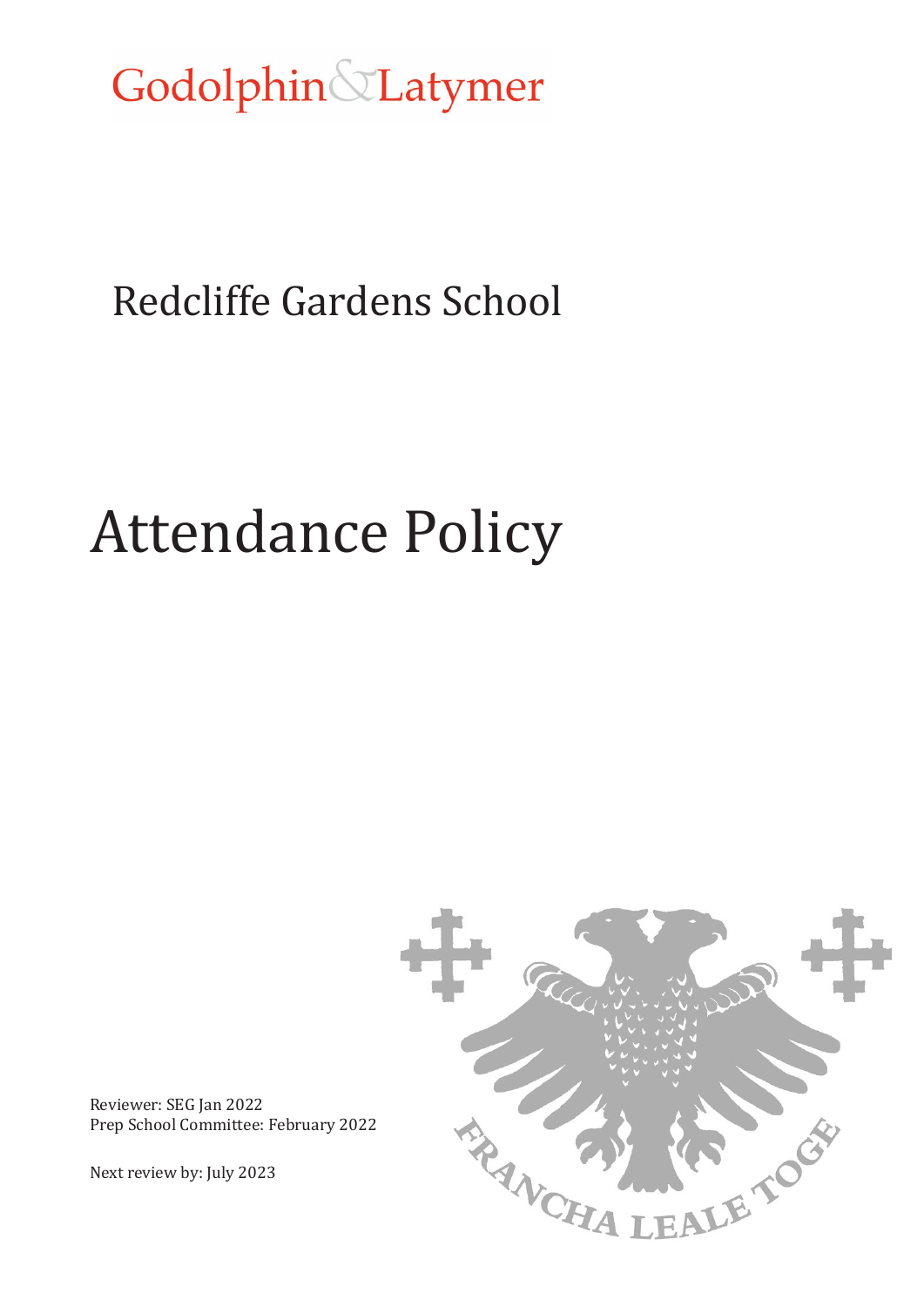Godolphin & Latymer

## Redcliffe Gardens School

# Attendance Policy

Reviewer: SEG Jan 2022
Prep School Committee: February 2022

Next review by: July 2023

FRANCHA LEALE TOGE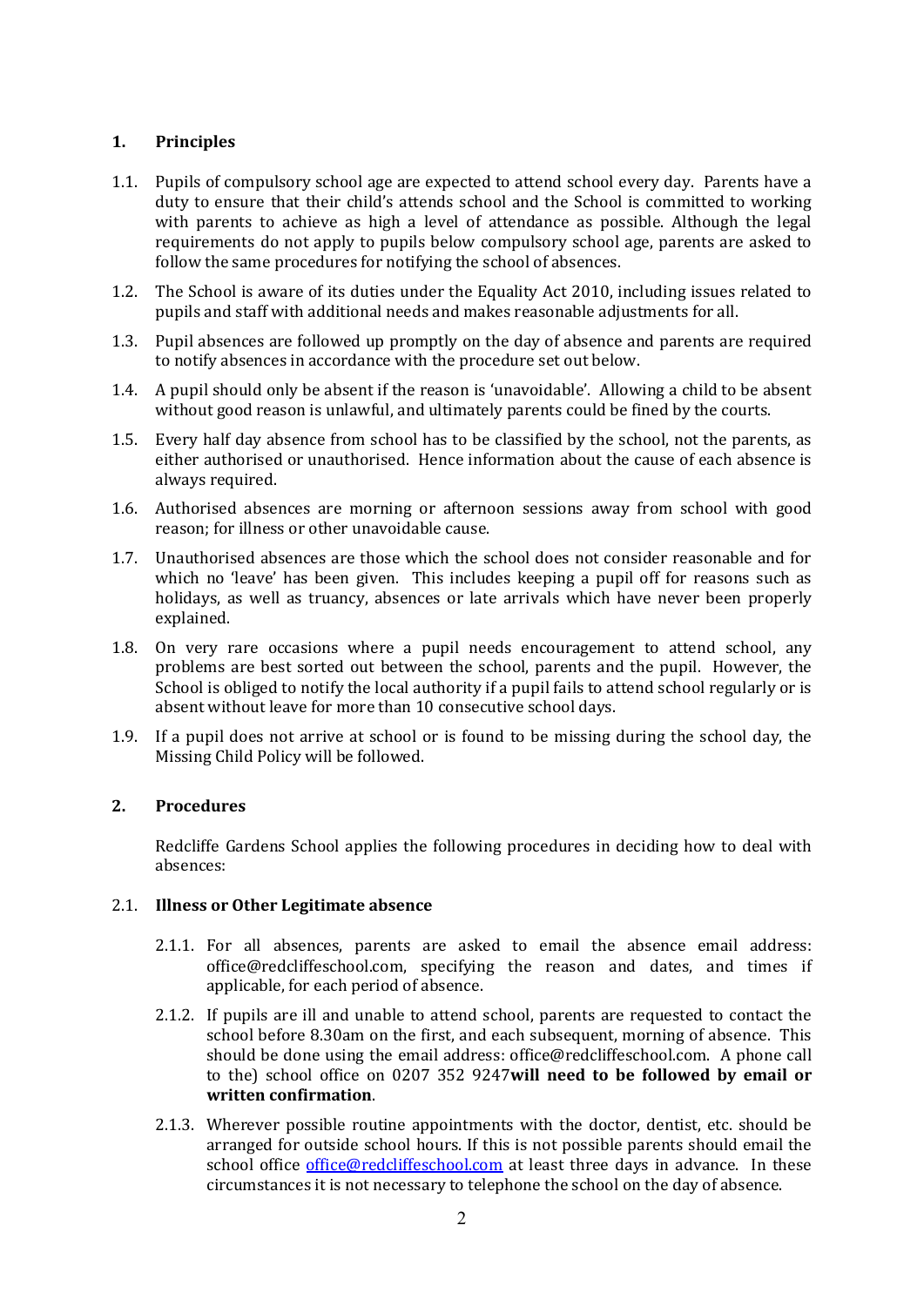## 1. Principles

1.1. Pupils of compulsory school age are expected to attend school every day. Parents have a duty to ensure that their child's attends school and the School is committed to working with parents to achieve as high a level of attendance as possible. Although the legal requirements do not apply to pupils below compulsory school age, parents are asked to follow the same procedures for notifying the school of absences.

1.2. The School is aware of its duties under the Equality Act 2010, including issues related to pupils and staff with additional needs and makes reasonable adjustments for all.

1.3. Pupil absences are followed up promptly on the day of absence and parents are required to notify absences in accordance with the procedure set out below.

1.4. A pupil should only be absent if the reason is 'unavoidable'. Allowing a child to be absent without good reason is unlawful, and ultimately parents could be fined by the courts.

1.5. Every half day absence from school has to be classified by the school, not the parents, as either authorised or unauthorised. Hence information about the cause of each absence is always required.

1.6. Authorised absences are morning or afternoon sessions away from school with good reason; for illness or other unavoidable cause.

1.7. Unauthorised absences are those which the school does not consider reasonable and for which no 'leave' has been given. This includes keeping a pupil off for reasons such as holidays, as well as truancy, absences or late arrivals which have never been properly explained.

1.8. On very rare occasions where a pupil needs encouragement to attend school, any problems are best sorted out between the school, parents and the pupil. However, the School is obliged to notify the local authority if a pupil fails to attend school regularly or is absent without leave for more than 10 consecutive school days.

1.9. If a pupil does not arrive at school or is found to be missing during the school day, the Missing Child Policy will be followed.

## 2. Procedures

Redcliffe Gardens School applies the following procedures in deciding how to deal with absences:

### 2.1. Illness or Other Legitimate absence

2.1.1. For all absences, parents are asked to email the absence email address: office@redcliffeschool.com, specifying the reason and dates, and times if applicable, for each period of absence.

2.1.2. If pupils are ill and unable to attend school, parents are requested to contact the school before 8.30am on the first, and each subsequent, morning of absence. This should be done using the email address: office@redcliffeschool.com. A phone call to the) school office on 0207 352 9247**will need to be followed by email or written confirmation**.

2.1.3. Wherever possible routine appointments with the doctor, dentist, etc. should be arranged for outside school hours. If this is not possible parents should email the school office office@redcliffeschool.com at least three days in advance. In these circumstances it is not necessary to telephone the school on the day of absence.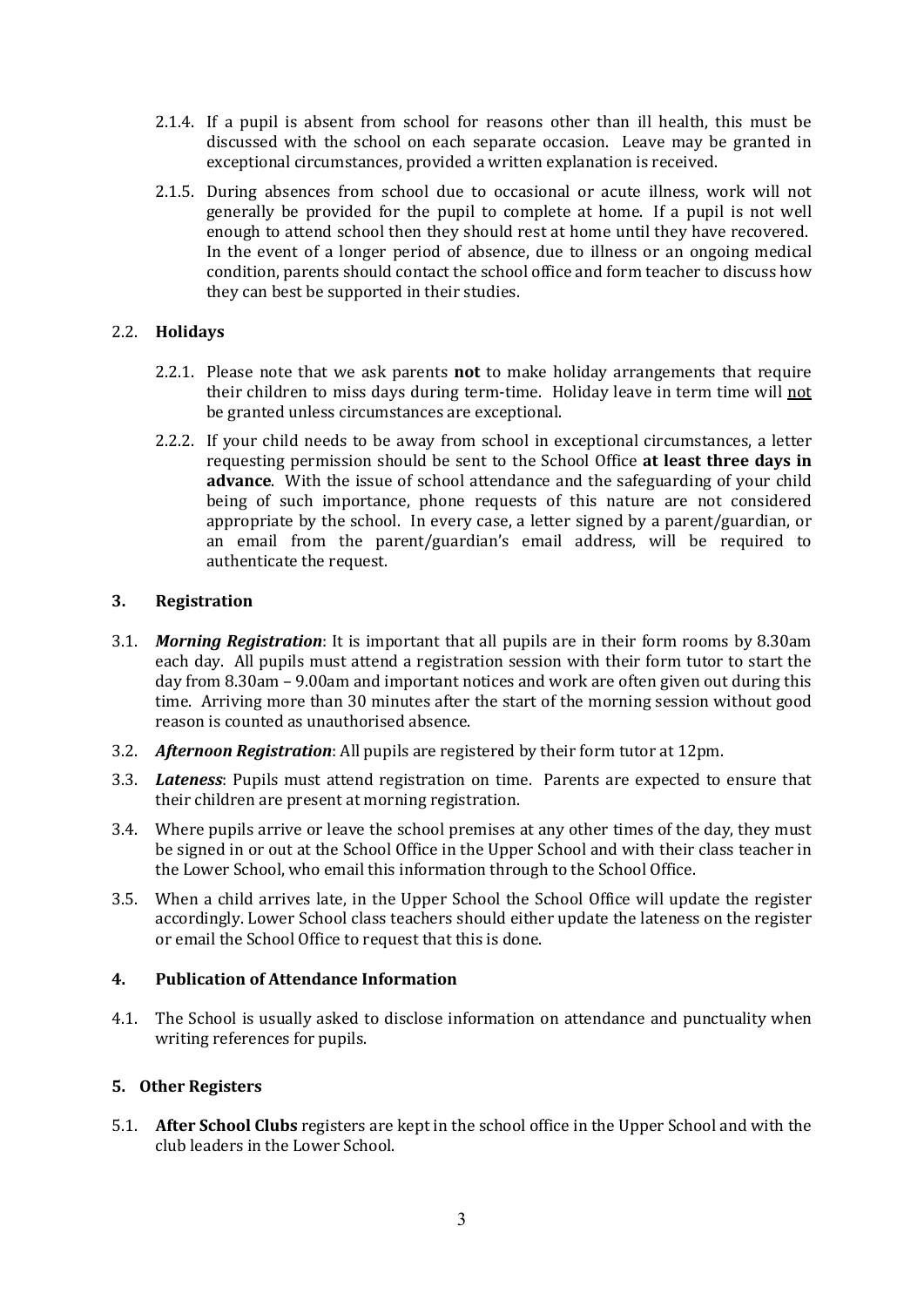2.1.4. If a pupil is absent from school for reasons other than ill health, this must be discussed with the school on each separate occasion. Leave may be granted in exceptional circumstances, provided a written explanation is received.

2.1.5. During absences from school due to occasional or acute illness, work will not generally be provided for the pupil to complete at home. If a pupil is not well enough to attend school then they should rest at home until they have recovered. In the event of a longer period of absence, due to illness or an ongoing medical condition, parents should contact the school office and form teacher to discuss how they can best be supported in their studies.

### 2.2. **Holidays**

2.2.1. Please note that we ask parents **not** to make holiday arrangements that require their children to miss days during term-time. Holiday leave in term time will <u>not</u> be granted unless circumstances are exceptional.

2.2.2. If your child needs to be away from school in exceptional circumstances, a letter requesting permission should be sent to the School Office **at least three days in advance**. With the issue of school attendance and the safeguarding of your child being of such importance, phone requests of this nature are not considered appropriate by the school. In every case, a letter signed by a parent/guardian, or an email from the parent/guardian's email address, will be required to authenticate the request.

## 3. **Registration**

3.1. ***Morning Registration***: It is important that all pupils are in their form rooms by 8.30am each day. All pupils must attend a registration session with their form tutor to start the day from 8.30am – 9.00am and important notices and work are often given out during this time. Arriving more than 30 minutes after the start of the morning session without good reason is counted as unauthorised absence.

3.2. ***Afternoon Registration***: All pupils are registered by their form tutor at 12pm.

3.3. ***Lateness***: Pupils must attend registration on time. Parents are expected to ensure that their children are present at morning registration.

3.4. Where pupils arrive or leave the school premises at any other times of the day, they must be signed in or out at the School Office in the Upper School and with their class teacher in the Lower School, who email this information through to the School Office.

3.5. When a child arrives late, in the Upper School the School Office will update the register accordingly. Lower School class teachers should either update the lateness on the register or email the School Office to request that this is done.

## 4. **Publication of Attendance Information**

4.1. The School is usually asked to disclose information on attendance and punctuality when writing references for pupils.

## 5. **Other Registers**

5.1. **After School Clubs** registers are kept in the school office in the Upper School and with the club leaders in the Lower School.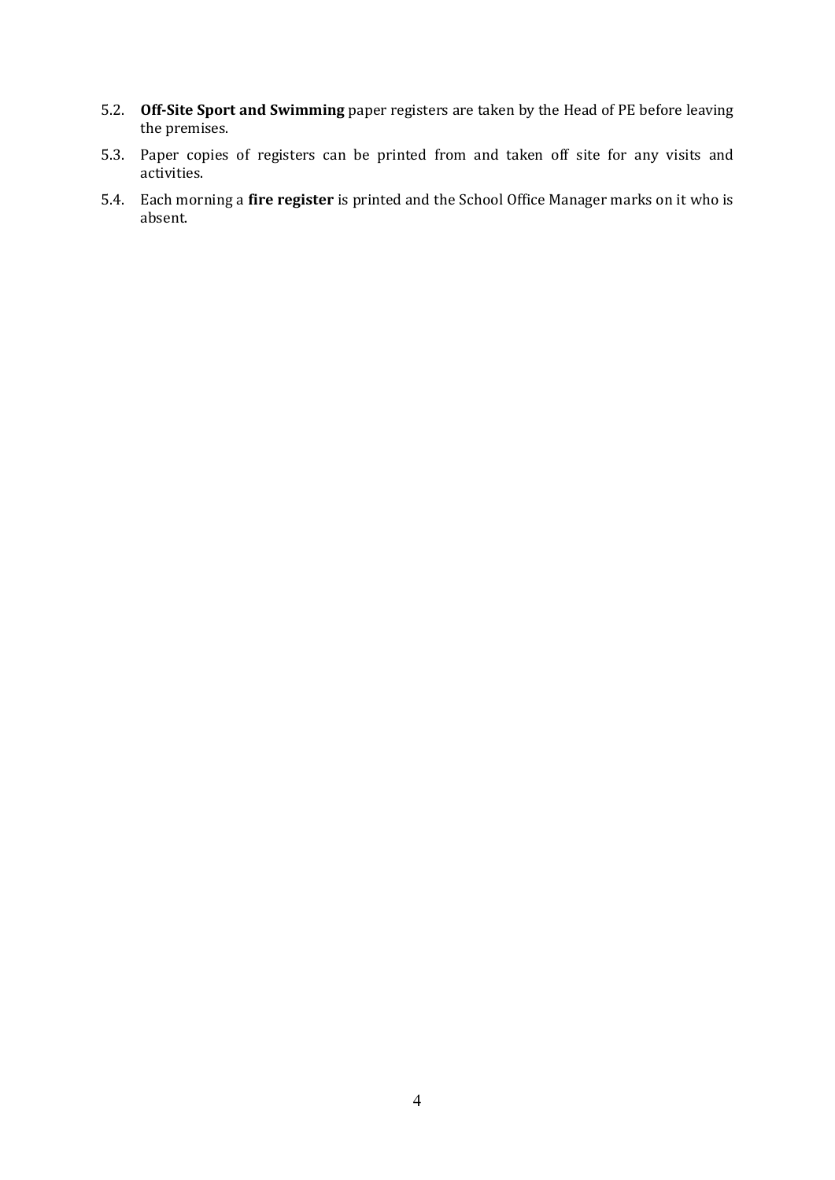5.2. **Off-Site Sport and Swimming** paper registers are taken by the Head of PE before leaving the premises.

5.3. Paper copies of registers can be printed from and taken off site for any visits and activities.

5.4. Each morning a **fire register** is printed and the School Office Manager marks on it who is absent.